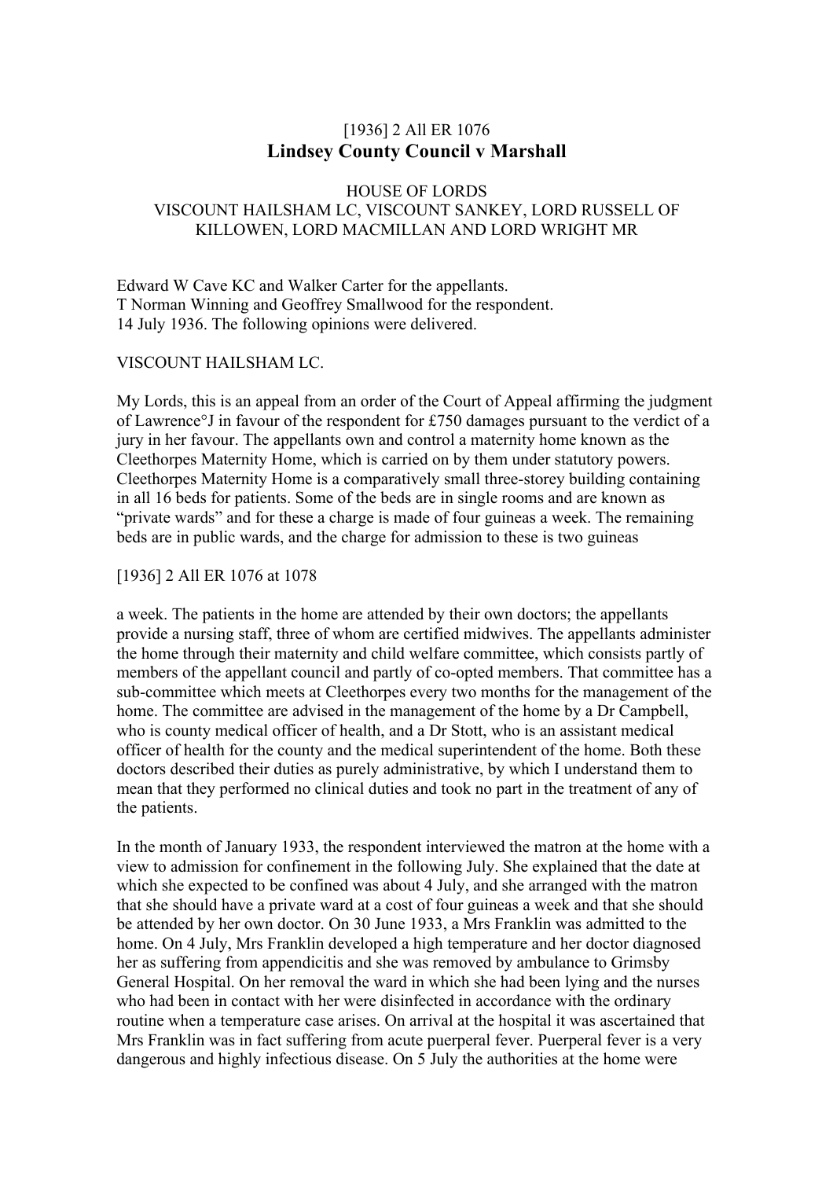[1936] 2 All ER 1076

# Lindsey County Council v Marshall

HOUSE OF LORDS
VISCOUNT HAILSHAM LC, VISCOUNT SANKEY, LORD RUSSELL OF KILLOWEN, LORD MACMILLAN AND LORD WRIGHT MR

Edward W Cave KC and Walker Carter for the appellants.
T Norman Winning and Geoffrey Smallwood for the respondent.
14 July 1936. The following opinions were delivered.

VISCOUNT HAILSHAM LC.

My Lords, this is an appeal from an order of the Court of Appeal affirming the judgment of Lawrence J in favour of the respondent for £750 damages pursuant to the verdict of a jury in her favour. The appellants own and control a maternity home known as the Cleethorpes Maternity Home, which is carried on by them under statutory powers. Cleethorpes Maternity Home is a comparatively small three-storey building containing in all 16 beds for patients. Some of the beds are in single rooms and are known as "private wards" and for these a charge is made of four guineas a week. The remaining beds are in public wards, and the charge for admission to these is two guineas

[1936] 2 All ER 1076 at 1078

a week. The patients in the home are attended by their own doctors; the appellants provide a nursing staff, three of whom are certified midwives. The appellants administer the home through their maternity and child welfare committee, which consists partly of members of the appellant council and partly of co-opted members. That committee has a sub-committee which meets at Cleethorpes every two months for the management of the home. The committee are advised in the management of the home by a Dr Campbell, who is county medical officer of health, and a Dr Stott, who is an assistant medical officer of health for the county and the medical superintendent of the home. Both these doctors described their duties as purely administrative, by which I understand them to mean that they performed no clinical duties and took no part in the treatment of any of the patients.

In the month of January 1933, the respondent interviewed the matron at the home with a view to admission for confinement in the following July. She explained that the date at which she expected to be confined was about 4 July, and she arranged with the matron that she should have a private ward at a cost of four guineas a week and that she should be attended by her own doctor. On 30 June 1933, a Mrs Franklin was admitted to the home. On 4 July, Mrs Franklin developed a high temperature and her doctor diagnosed her as suffering from appendicitis and she was removed by ambulance to Grimsby General Hospital. On her removal the ward in which she had been lying and the nurses who had been in contact with her were disinfected in accordance with the ordinary routine when a temperature case arises. On arrival at the hospital it was ascertained that Mrs Franklin was in fact suffering from acute puerperal fever. Puerperal fever is a very dangerous and highly infectious disease. On 5 July the authorities at the home were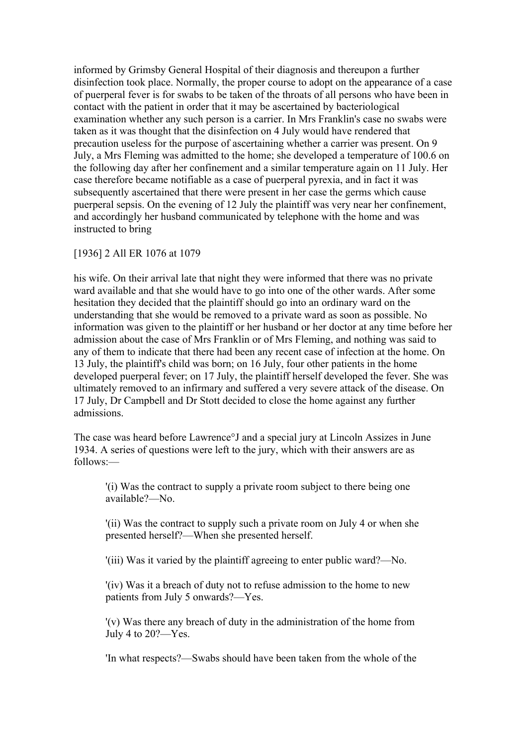informed by Grimsby General Hospital of their diagnosis and thereupon a further disinfection took place. Normally, the proper course to adopt on the appearance of a case of puerperal fever is for swabs to be taken of the throats of all persons who have been in contact with the patient in order that it may be ascertained by bacteriological examination whether any such person is a carrier. In Mrs Franklin's case no swabs were taken as it was thought that the disinfection on 4 July would have rendered that precaution useless for the purpose of ascertaining whether a carrier was present. On 9 July, a Mrs Fleming was admitted to the home; she developed a temperature of 100.6 on the following day after her confinement and a similar temperature again on 11 July. Her case therefore became notifiable as a case of puerperal pyrexia, and in fact it was subsequently ascertained that there were present in her case the germs which cause puerperal sepsis. On the evening of 12 July the plaintiff was very near her confinement, and accordingly her husband communicated by telephone with the home and was instructed to bring

[1936] 2 All ER 1076 at 1079

his wife. On their arrival late that night they were informed that there was no private ward available and that she would have to go into one of the other wards. After some hesitation they decided that the plaintiff should go into an ordinary ward on the understanding that she would be removed to a private ward as soon as possible. No information was given to the plaintiff or her husband or her doctor at any time before her admission about the case of Mrs Franklin or of Mrs Fleming, and nothing was said to any of them to indicate that there had been any recent case of infection at the home. On 13 July, the plaintiff's child was born; on 16 July, four other patients in the home developed puerperal fever; on 17 July, the plaintiff herself developed the fever. She was ultimately removed to an infirmary and suffered a very severe attack of the disease. On 17 July, Dr Campbell and Dr Stott decided to close the home against any further admissions.

The case was heard before Lawrence J and a special jury at Lincoln Assizes in June 1934. A series of questions were left to the jury, which with their answers are as follows:—

> '(i) Was the contract to supply a private room subject to there being one available?—No.
>
> '(ii) Was the contract to supply such a private room on July 4 or when she presented herself?—When she presented herself.
>
> '(iii) Was it varied by the plaintiff agreeing to enter public ward?—No.
>
> '(iv) Was it a breach of duty not to refuse admission to the home to new patients from July 5 onwards?—Yes.
>
> '(v) Was there any breach of duty in the administration of the home from July 4 to 20?—Yes.
>
> 'In what respects?—Swabs should have been taken from the whole of the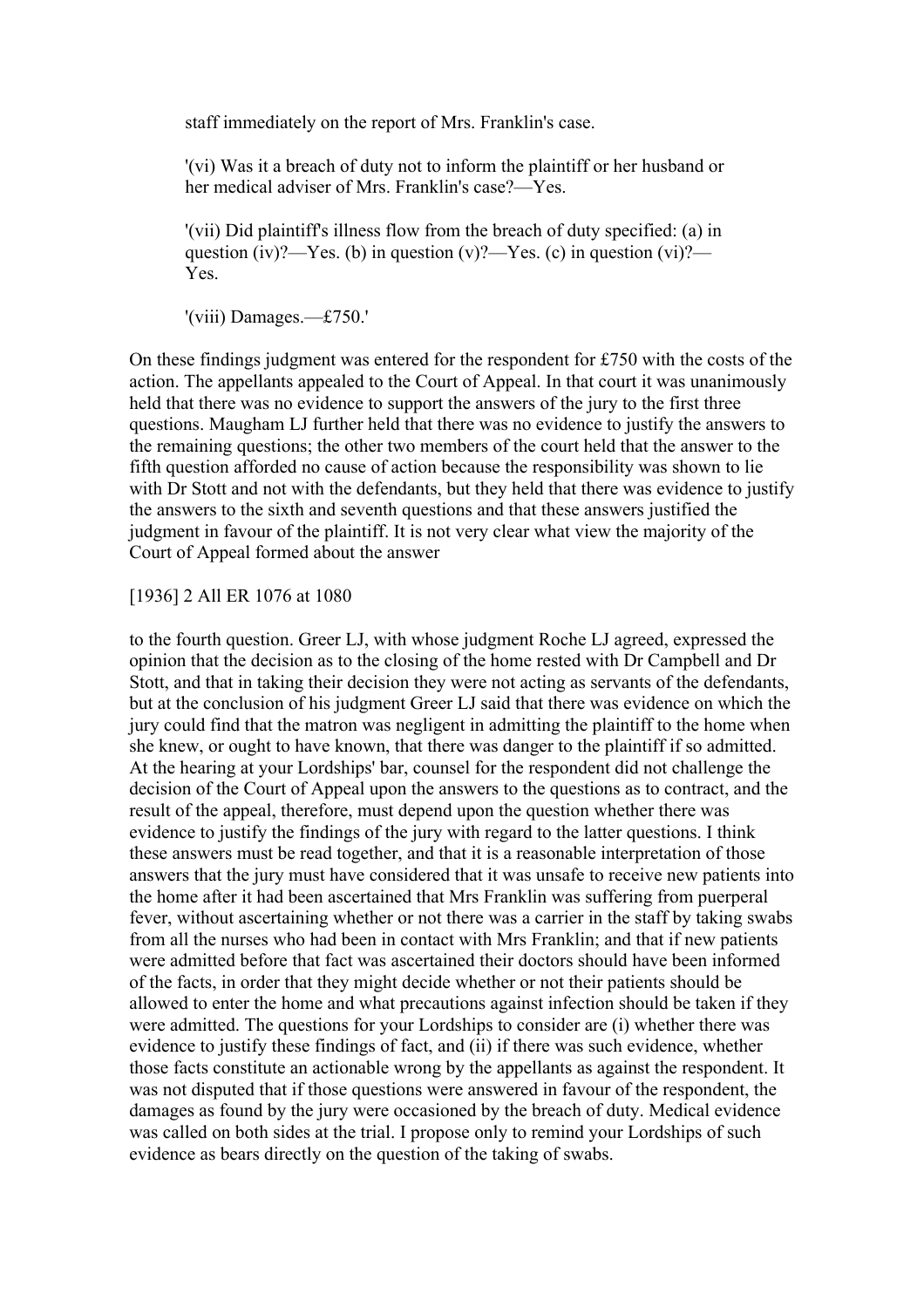staff immediately on the report of Mrs. Franklin's case.

> '(vi) Was it a breach of duty not to inform the plaintiff or her husband or her medical adviser of Mrs. Franklin's case?—Yes.
>
> '(vii) Did plaintiff's illness flow from the breach of duty specified: (a) in question (iv)?—Yes. (b) in question (v)?—Yes. (c) in question (vi)?—Yes.
>
> '(viii) Damages.—£750.'

On these findings judgment was entered for the respondent for £750 with the costs of the action. The appellants appealed to the Court of Appeal. In that court it was unanimously held that there was no evidence to support the answers of the jury to the first three questions. Maugham LJ further held that there was no evidence to justify the answers to the remaining questions; the other two members of the court held that the answer to the fifth question afforded no cause of action because the responsibility was shown to lie with Dr Stott and not with the defendants, but they held that there was evidence to justify the answers to the sixth and seventh questions and that these answers justified the judgment in favour of the plaintiff. It is not very clear what view the majority of the Court of Appeal formed about the answer

[1936] 2 All ER 1076 at 1080

to the fourth question. Greer LJ, with whose judgment Roche LJ agreed, expressed the opinion that the decision as to the closing of the home rested with Dr Campbell and Dr Stott, and that in taking their decision they were not acting as servants of the defendants, but at the conclusion of his judgment Greer LJ said that there was evidence on which the jury could find that the matron was negligent in admitting the plaintiff to the home when she knew, or ought to have known, that there was danger to the plaintiff if so admitted. At the hearing at your Lordships' bar, counsel for the respondent did not challenge the decision of the Court of Appeal upon the answers to the questions as to contract, and the result of the appeal, therefore, must depend upon the question whether there was evidence to justify the findings of the jury with regard to the latter questions. I think these answers must be read together, and that it is a reasonable interpretation of those answers that the jury must have considered that it was unsafe to receive new patients into the home after it had been ascertained that Mrs Franklin was suffering from puerperal fever, without ascertaining whether or not there was a carrier in the staff by taking swabs from all the nurses who had been in contact with Mrs Franklin; and that if new patients were admitted before that fact was ascertained their doctors should have been informed of the facts, in order that they might decide whether or not their patients should be allowed to enter the home and what precautions against infection should be taken if they were admitted. The questions for your Lordships to consider are (i) whether there was evidence to justify these findings of fact, and (ii) if there was such evidence, whether those facts constitute an actionable wrong by the appellants as against the respondent. It was not disputed that if those questions were answered in favour of the respondent, the damages as found by the jury were occasioned by the breach of duty. Medical evidence was called on both sides at the trial. I propose only to remind your Lordships of such evidence as bears directly on the question of the taking of swabs.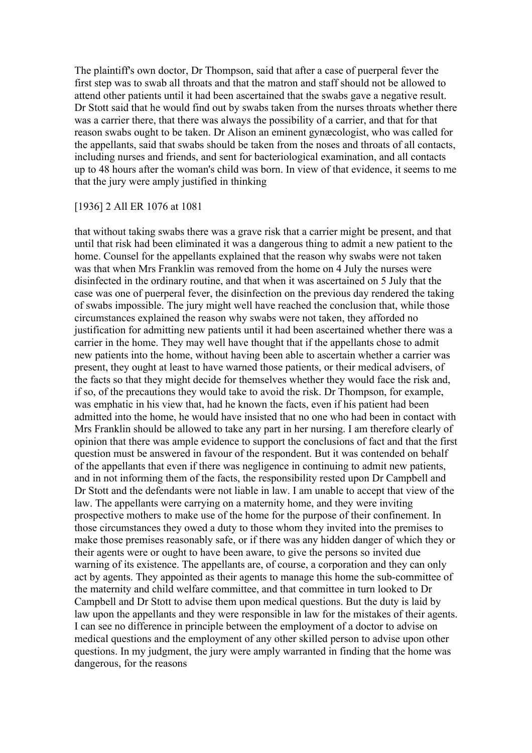The plaintiff's own doctor, Dr Thompson, said that after a case of puerperal fever the first step was to swab all throats and that the matron and staff should not be allowed to attend other patients until it had been ascertained that the swabs gave a negative result. Dr Stott said that he would find out by swabs taken from the nurses throats whether there was a carrier there, that there was always the possibility of a carrier, and that for that reason swabs ought to be taken. Dr Alison an eminent gynæcologist, who was called for the appellants, said that swabs should be taken from the noses and throats of all contacts, including nurses and friends, and sent for bacteriological examination, and all contacts up to 48 hours after the woman's child was born. In view of that evidence, it seems to me that the jury were amply justified in thinking

[1936] 2 All ER 1076 at 1081

that without taking swabs there was a grave risk that a carrier might be present, and that until that risk had been eliminated it was a dangerous thing to admit a new patient to the home. Counsel for the appellants explained that the reason why swabs were not taken was that when Mrs Franklin was removed from the home on 4 July the nurses were disinfected in the ordinary routine, and that when it was ascertained on 5 July that the case was one of puerperal fever, the disinfection on the previous day rendered the taking of swabs impossible. The jury might well have reached the conclusion that, while those circumstances explained the reason why swabs were not taken, they afforded no justification for admitting new patients until it had been ascertained whether there was a carrier in the home. They may well have thought that if the appellants chose to admit new patients into the home, without having been able to ascertain whether a carrier was present, they ought at least to have warned those patients, or their medical advisers, of the facts so that they might decide for themselves whether they would face the risk and, if so, of the precautions they would take to avoid the risk. Dr Thompson, for example, was emphatic in his view that, had he known the facts, even if his patient had been admitted into the home, he would have insisted that no one who had been in contact with Mrs Franklin should be allowed to take any part in her nursing. I am therefore clearly of opinion that there was ample evidence to support the conclusions of fact and that the first question must be answered in favour of the respondent. But it was contended on behalf of the appellants that even if there was negligence in continuing to admit new patients, and in not informing them of the facts, the responsibility rested upon Dr Campbell and Dr Stott and the defendants were not liable in law. I am unable to accept that view of the law. The appellants were carrying on a maternity home, and they were inviting prospective mothers to make use of the home for the purpose of their confinement. In those circumstances they owed a duty to those whom they invited into the premises to make those premises reasonably safe, or if there was any hidden danger of which they or their agents were or ought to have been aware, to give the persons so invited due warning of its existence. The appellants are, of course, a corporation and they can only act by agents. They appointed as their agents to manage this home the sub-committee of the maternity and child welfare committee, and that committee in turn looked to Dr Campbell and Dr Stott to advise them upon medical questions. But the duty is laid by law upon the appellants and they were responsible in law for the mistakes of their agents. I can see no difference in principle between the employment of a doctor to advise on medical questions and the employment of any other skilled person to advise upon other questions. In my judgment, the jury were amply warranted in finding that the home was dangerous, for the reasons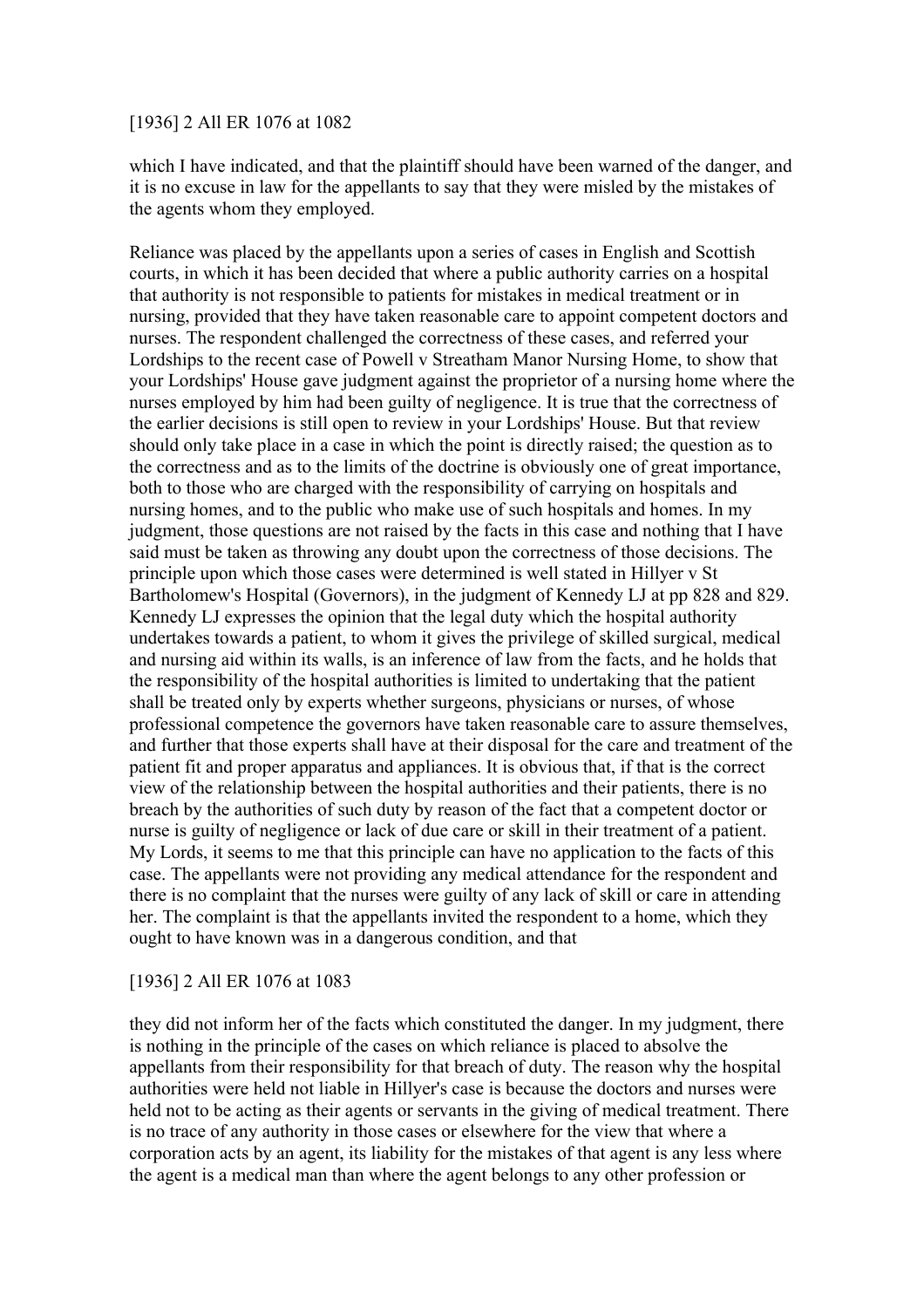[1936] 2 All ER 1076 at 1082

which I have indicated, and that the plaintiff should have been warned of the danger, and it is no excuse in law for the appellants to say that they were misled by the mistakes of the agents whom they employed.

Reliance was placed by the appellants upon a series of cases in English and Scottish courts, in which it has been decided that where a public authority carries on a hospital that authority is not responsible to patients for mistakes in medical treatment or in nursing, provided that they have taken reasonable care to appoint competent doctors and nurses. The respondent challenged the correctness of these cases, and referred your Lordships to the recent case of Powell v Streatham Manor Nursing Home, to show that your Lordships' House gave judgment against the proprietor of a nursing home where the nurses employed by him had been guilty of negligence. It is true that the correctness of the earlier decisions is still open to review in your Lordships' House. But that review should only take place in a case in which the point is directly raised; the question as to the correctness and as to the limits of the doctrine is obviously one of great importance, both to those who are charged with the responsibility of carrying on hospitals and nursing homes, and to the public who make use of such hospitals and homes. In my judgment, those questions are not raised by the facts in this case and nothing that I have said must be taken as throwing any doubt upon the correctness of those decisions. The principle upon which those cases were determined is well stated in Hillyer v St Bartholomew's Hospital (Governors), in the judgment of Kennedy LJ at pp 828 and 829. Kennedy LJ expresses the opinion that the legal duty which the hospital authority undertakes towards a patient, to whom it gives the privilege of skilled surgical, medical and nursing aid within its walls, is an inference of law from the facts, and he holds that the responsibility of the hospital authorities is limited to undertaking that the patient shall be treated only by experts whether surgeons, physicians or nurses, of whose professional competence the governors have taken reasonable care to assure themselves, and further that those experts shall have at their disposal for the care and treatment of the patient fit and proper apparatus and appliances. It is obvious that, if that is the correct view of the relationship between the hospital authorities and their patients, there is no breach by the authorities of such duty by reason of the fact that a competent doctor or nurse is guilty of negligence or lack of due care or skill in their treatment of a patient. My Lords, it seems to me that this principle can have no application to the facts of this case. The appellants were not providing any medical attendance for the respondent and there is no complaint that the nurses were guilty of any lack of skill or care in attending her. The complaint is that the appellants invited the respondent to a home, which they ought to have known was in a dangerous condition, and that

[1936] 2 All ER 1076 at 1083

they did not inform her of the facts which constituted the danger. In my judgment, there is nothing in the principle of the cases on which reliance is placed to absolve the appellants from their responsibility for that breach of duty. The reason why the hospital authorities were held not liable in Hillyer's case is because the doctors and nurses were held not to be acting as their agents or servants in the giving of medical treatment. There is no trace of any authority in those cases or elsewhere for the view that where a corporation acts by an agent, its liability for the mistakes of that agent is any less where the agent is a medical man than where the agent belongs to any other profession or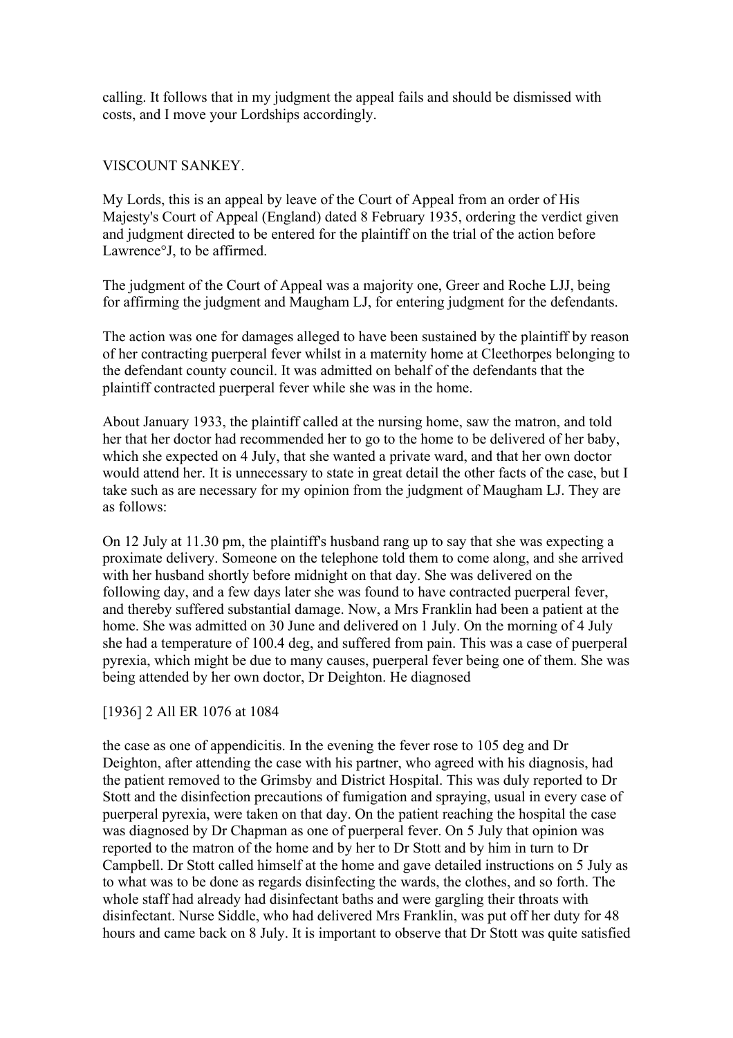calling. It follows that in my judgment the appeal fails and should be dismissed with costs, and I move your Lordships accordingly.

VISCOUNT SANKEY.

My Lords, this is an appeal by leave of the Court of Appeal from an order of His Majesty's Court of Appeal (England) dated 8 February 1935, ordering the verdict given and judgment directed to be entered for the plaintiff on the trial of the action before Lawrence J, to be affirmed.

The judgment of the Court of Appeal was a majority one, Greer and Roche LJJ, being for affirming the judgment and Maugham LJ, for entering judgment for the defendants.

The action was one for damages alleged to have been sustained by the plaintiff by reason of her contracting puerperal fever whilst in a maternity home at Cleethorpes belonging to the defendant county council. It was admitted on behalf of the defendants that the plaintiff contracted puerperal fever while she was in the home.

About January 1933, the plaintiff called at the nursing home, saw the matron, and told her that her doctor had recommended her to go to the home to be delivered of her baby, which she expected on 4 July, that she wanted a private ward, and that her own doctor would attend her. It is unnecessary to state in great detail the other facts of the case, but I take such as are necessary for my opinion from the judgment of Maugham LJ. They are as follows:

On 12 July at 11.30 pm, the plaintiff's husband rang up to say that she was expecting a proximate delivery. Someone on the telephone told them to come along, and she arrived with her husband shortly before midnight on that day. She was delivered on the following day, and a few days later she was found to have contracted puerperal fever, and thereby suffered substantial damage. Now, a Mrs Franklin had been a patient at the home. She was admitted on 30 June and delivered on 1 July. On the morning of 4 July she had a temperature of 100.4 deg, and suffered from pain. This was a case of puerperal pyrexia, which might be due to many causes, puerperal fever being one of them. She was being attended by her own doctor, Dr Deighton. He diagnosed

[1936] 2 All ER 1076 at 1084

the case as one of appendicitis. In the evening the fever rose to 105 deg and Dr Deighton, after attending the case with his partner, who agreed with his diagnosis, had the patient removed to the Grimsby and District Hospital. This was duly reported to Dr Stott and the disinfection precautions of fumigation and spraying, usual in every case of puerperal pyrexia, were taken on that day. On the patient reaching the hospital the case was diagnosed by Dr Chapman as one of puerperal fever. On 5 July that opinion was reported to the matron of the home and by her to Dr Stott and by him in turn to Dr Campbell. Dr Stott called himself at the home and gave detailed instructions on 5 July as to what was to be done as regards disinfecting the wards, the clothes, and so forth. The whole staff had already had disinfectant baths and were gargling their throats with disinfectant. Nurse Siddle, who had delivered Mrs Franklin, was put off her duty for 48 hours and came back on 8 July. It is important to observe that Dr Stott was quite satisfied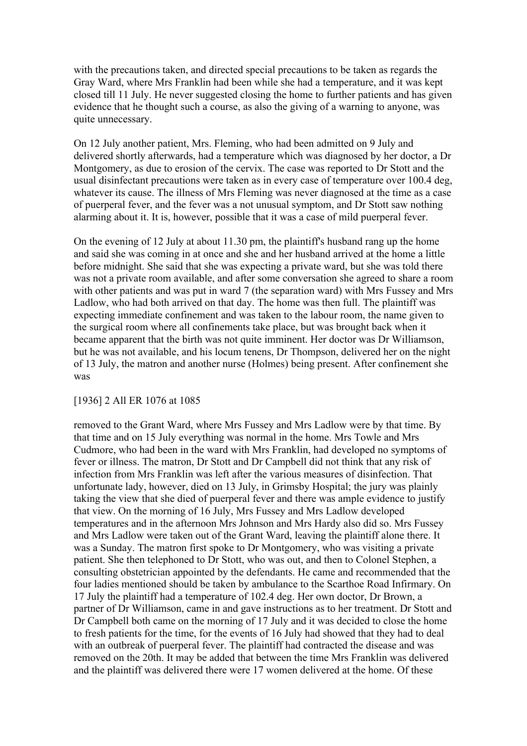with the precautions taken, and directed special precautions to be taken as regards the Gray Ward, where Mrs Franklin had been while she had a temperature, and it was kept closed till 11 July. He never suggested closing the home to further patients and has given evidence that he thought such a course, as also the giving of a warning to anyone, was quite unnecessary.

On 12 July another patient, Mrs. Fleming, who had been admitted on 9 July and delivered shortly afterwards, had a temperature which was diagnosed by her doctor, a Dr Montgomery, as due to erosion of the cervix. The case was reported to Dr Stott and the usual disinfectant precautions were taken as in every case of temperature over 100.4 deg, whatever its cause. The illness of Mrs Fleming was never diagnosed at the time as a case of puerperal fever, and the fever was a not unusual symptom, and Dr Stott saw nothing alarming about it. It is, however, possible that it was a case of mild puerperal fever.

On the evening of 12 July at about 11.30 pm, the plaintiff's husband rang up the home and said she was coming in at once and she and her husband arrived at the home a little before midnight. She said that she was expecting a private ward, but she was told there was not a private room available, and after some conversation she agreed to share a room with other patients and was put in ward 7 (the separation ward) with Mrs Fussey and Mrs Ladlow, who had both arrived on that day. The home was then full. The plaintiff was expecting immediate confinement and was taken to the labour room, the name given to the surgical room where all confinements take place, but was brought back when it became apparent that the birth was not quite imminent. Her doctor was Dr Williamson, but he was not available, and his locum tenens, Dr Thompson, delivered her on the night of 13 July, the matron and another nurse (Holmes) being present. After confinement she was

[1936] 2 All ER 1076 at 1085

removed to the Grant Ward, where Mrs Fussey and Mrs Ladlow were by that time. By that time and on 15 July everything was normal in the home. Mrs Towle and Mrs Cudmore, who had been in the ward with Mrs Franklin, had developed no symptoms of fever or illness. The matron, Dr Stott and Dr Campbell did not think that any risk of infection from Mrs Franklin was left after the various measures of disinfection. That unfortunate lady, however, died on 13 July, in Grimsby Hospital; the jury was plainly taking the view that she died of puerperal fever and there was ample evidence to justify that view. On the morning of 16 July, Mrs Fussey and Mrs Ladlow developed temperatures and in the afternoon Mrs Johnson and Mrs Hardy also did so. Mrs Fussey and Mrs Ladlow were taken out of the Grant Ward, leaving the plaintiff alone there. It was a Sunday. The matron first spoke to Dr Montgomery, who was visiting a private patient. She then telephoned to Dr Stott, who was out, and then to Colonel Stephen, a consulting obstetrician appointed by the defendants. He came and recommended that the four ladies mentioned should be taken by ambulance to the Scarthoe Road Infirmary. On 17 July the plaintiff had a temperature of 102.4 deg. Her own doctor, Dr Brown, a partner of Dr Williamson, came in and gave instructions as to her treatment. Dr Stott and Dr Campbell both came on the morning of 17 July and it was decided to close the home to fresh patients for the time, for the events of 16 July had showed that they had to deal with an outbreak of puerperal fever. The plaintiff had contracted the disease and was removed on the 20th. It may be added that between the time Mrs Franklin was delivered and the plaintiff was delivered there were 17 women delivered at the home. Of these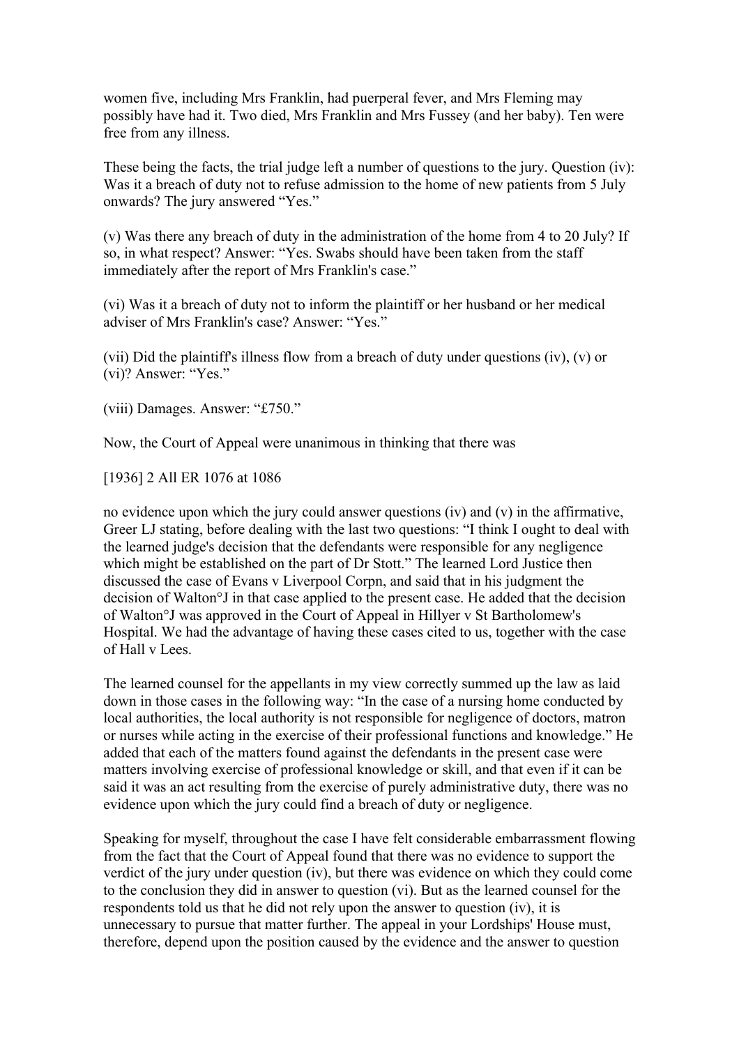women five, including Mrs Franklin, had puerperal fever, and Mrs Fleming may possibly have had it. Two died, Mrs Franklin and Mrs Fussey (and her baby). Ten were free from any illness.

These being the facts, the trial judge left a number of questions to the jury. Question (iv): Was it a breach of duty not to refuse admission to the home of new patients from 5 July onwards? The jury answered "Yes."

(v) Was there any breach of duty in the administration of the home from 4 to 20 July? If so, in what respect? Answer: "Yes. Swabs should have been taken from the staff immediately after the report of Mrs Franklin's case."

(vi) Was it a breach of duty not to inform the plaintiff or her husband or her medical adviser of Mrs Franklin's case? Answer: "Yes."

(vii) Did the plaintiff's illness flow from a breach of duty under questions (iv), (v) or (vi)? Answer: "Yes."

(viii) Damages. Answer: "£750."

Now, the Court of Appeal were unanimous in thinking that there was

[1936] 2 All ER 1076 at 1086

no evidence upon which the jury could answer questions (iv) and (v) in the affirmative, Greer LJ stating, before dealing with the last two questions: "I think I ought to deal with the learned judge's decision that the defendants were responsible for any negligence which might be established on the part of Dr Stott." The learned Lord Justice then discussed the case of Evans v Liverpool Corpn, and said that in his judgment the decision of Walton°J in that case applied to the present case. He added that the decision of Walton°J was approved in the Court of Appeal in Hillyer v St Bartholomew's Hospital. We had the advantage of having these cases cited to us, together with the case of Hall v Lees.

The learned counsel for the appellants in my view correctly summed up the law as laid down in those cases in the following way: "In the case of a nursing home conducted by local authorities, the local authority is not responsible for negligence of doctors, matron or nurses while acting in the exercise of their professional functions and knowledge." He added that each of the matters found against the defendants in the present case were matters involving exercise of professional knowledge or skill, and that even if it can be said it was an act resulting from the exercise of purely administrative duty, there was no evidence upon which the jury could find a breach of duty or negligence.

Speaking for myself, throughout the case I have felt considerable embarrassment flowing from the fact that the Court of Appeal found that there was no evidence to support the verdict of the jury under question (iv), but there was evidence on which they could come to the conclusion they did in answer to question (vi). But as the learned counsel for the respondents told us that he did not rely upon the answer to question (iv), it is unnecessary to pursue that matter further. The appeal in your Lordships' House must, therefore, depend upon the position caused by the evidence and the answer to question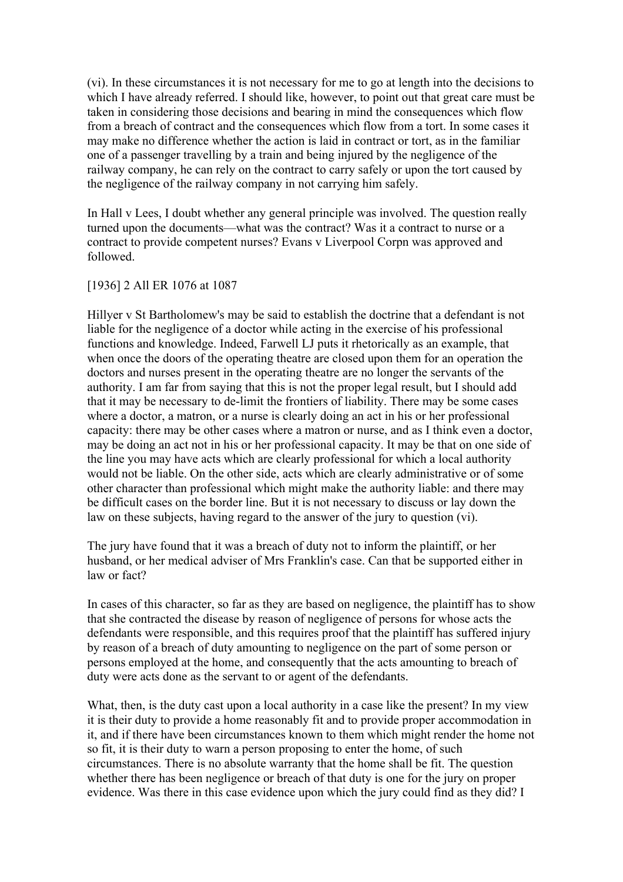(vi). In these circumstances it is not necessary for me to go at length into the decisions to which I have already referred. I should like, however, to point out that great care must be taken in considering those decisions and bearing in mind the consequences which flow from a breach of contract and the consequences which flow from a tort. In some cases it may make no difference whether the action is laid in contract or tort, as in the familiar one of a passenger travelling by a train and being injured by the negligence of the railway company, he can rely on the contract to carry safely or upon the tort caused by the negligence of the railway company in not carrying him safely.

In Hall v Lees, I doubt whether any general principle was involved. The question really turned upon the documents—what was the contract? Was it a contract to nurse or a contract to provide competent nurses? Evans v Liverpool Corpn was approved and followed.

[1936] 2 All ER 1076 at 1087

Hillyer v St Bartholomew's may be said to establish the doctrine that a defendant is not liable for the negligence of a doctor while acting in the exercise of his professional functions and knowledge. Indeed, Farwell LJ puts it rhetorically as an example, that when once the doors of the operating theatre are closed upon them for an operation the doctors and nurses present in the operating theatre are no longer the servants of the authority. I am far from saying that this is not the proper legal result, but I should add that it may be necessary to de-limit the frontiers of liability. There may be some cases where a doctor, a matron, or a nurse is clearly doing an act in his or her professional capacity: there may be other cases where a matron or nurse, and as I think even a doctor, may be doing an act not in his or her professional capacity. It may be that on one side of the line you may have acts which are clearly professional for which a local authority would not be liable. On the other side, acts which are clearly administrative or of some other character than professional which might make the authority liable: and there may be difficult cases on the border line. But it is not necessary to discuss or lay down the law on these subjects, having regard to the answer of the jury to question (vi).

The jury have found that it was a breach of duty not to inform the plaintiff, or her husband, or her medical adviser of Mrs Franklin's case. Can that be supported either in law or fact?

In cases of this character, so far as they are based on negligence, the plaintiff has to show that she contracted the disease by reason of negligence of persons for whose acts the defendants were responsible, and this requires proof that the plaintiff has suffered injury by reason of a breach of duty amounting to negligence on the part of some person or persons employed at the home, and consequently that the acts amounting to breach of duty were acts done as the servant to or agent of the defendants.

What, then, is the duty cast upon a local authority in a case like the present? In my view it is their duty to provide a home reasonably fit and to provide proper accommodation in it, and if there have been circumstances known to them which might render the home not so fit, it is their duty to warn a person proposing to enter the home, of such circumstances. There is no absolute warranty that the home shall be fit. The question whether there has been negligence or breach of that duty is one for the jury on proper evidence. Was there in this case evidence upon which the jury could find as they did? I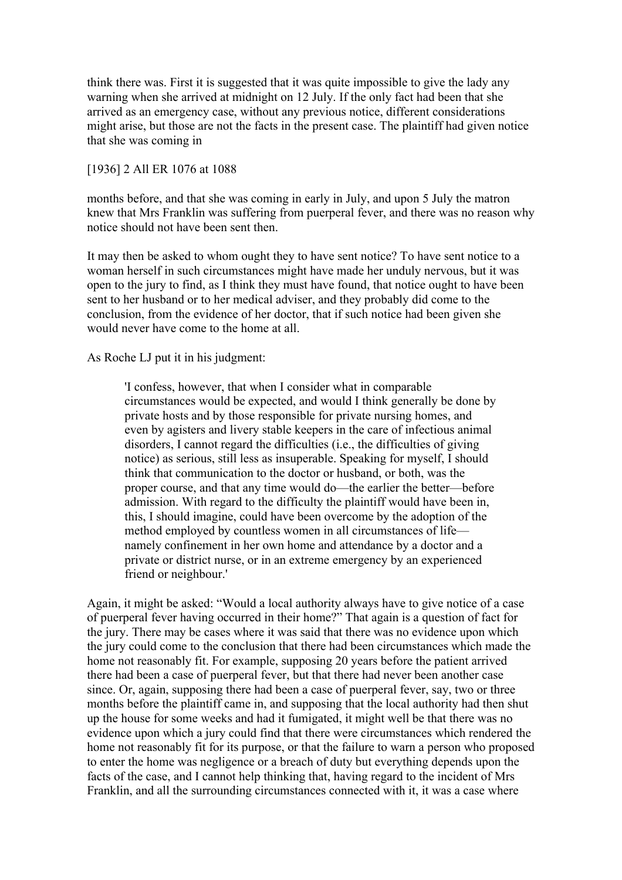think there was. First it is suggested that it was quite impossible to give the lady any warning when she arrived at midnight on 12 July. If the only fact had been that she arrived as an emergency case, without any previous notice, different considerations might arise, but those are not the facts in the present case. The plaintiff had given notice that she was coming in

[1936] 2 All ER 1076 at 1088

months before, and that she was coming in early in July, and upon 5 July the matron knew that Mrs Franklin was suffering from puerperal fever, and there was no reason why notice should not have been sent then.

It may then be asked to whom ought they to have sent notice? To have sent notice to a woman herself in such circumstances might have made her unduly nervous, but it was open to the jury to find, as I think they must have found, that notice ought to have been sent to her husband or to her medical adviser, and they probably did come to the conclusion, from the evidence of her doctor, that if such notice had been given she would never have come to the home at all.

As Roche LJ put it in his judgment:

> 'I confess, however, that when I consider what in comparable circumstances would be expected, and would I think generally be done by private hosts and by those responsible for private nursing homes, and even by agisters and livery stable keepers in the care of infectious animal disorders, I cannot regard the difficulties (i.e., the difficulties of giving notice) as serious, still less as insuperable. Speaking for myself, I should think that communication to the doctor or husband, or both, was the proper course, and that any time would do—the earlier the better—before admission. With regard to the difficulty the plaintiff would have been in, this, I should imagine, could have been overcome by the adoption of the method employed by countless women in all circumstances of life—namely confinement in her own home and attendance by a doctor and a private or district nurse, or in an extreme emergency by an experienced friend or neighbour.'

Again, it might be asked: "Would a local authority always have to give notice of a case of puerperal fever having occurred in their home?" That again is a question of fact for the jury. There may be cases where it was said that there was no evidence upon which the jury could come to the conclusion that there had been circumstances which made the home not reasonably fit. For example, supposing 20 years before the patient arrived there had been a case of puerperal fever, but that there had never been another case since. Or, again, supposing there had been a case of puerperal fever, say, two or three months before the plaintiff came in, and supposing that the local authority had then shut up the house for some weeks and had it fumigated, it might well be that there was no evidence upon which a jury could find that there were circumstances which rendered the home not reasonably fit for its purpose, or that the failure to warn a person who proposed to enter the home was negligence or a breach of duty but everything depends upon the facts of the case, and I cannot help thinking that, having regard to the incident of Mrs Franklin, and all the surrounding circumstances connected with it, it was a case where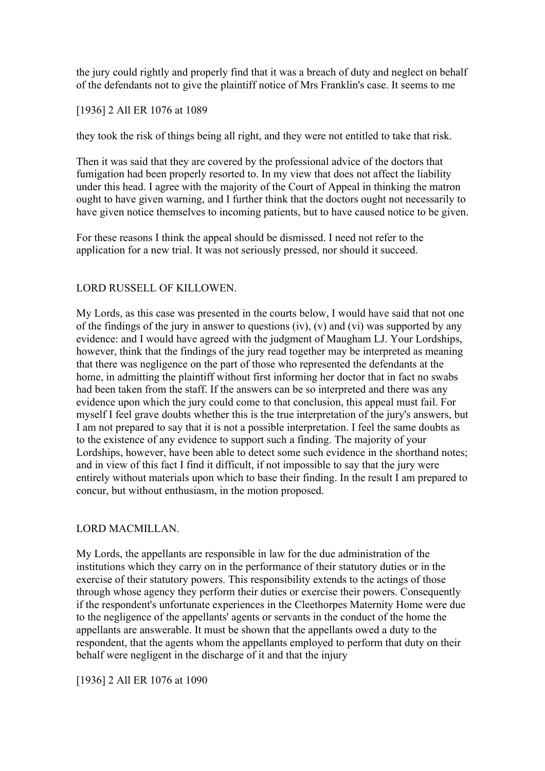the jury could rightly and properly find that it was a breach of duty and neglect on behalf of the defendants not to give the plaintiff notice of Mrs Franklin's case. It seems to me

[1936] 2 All ER 1076 at 1089

they took the risk of things being all right, and they were not entitled to take that risk.

Then it was said that they are covered by the professional advice of the doctors that fumigation had been properly resorted to. In my view that does not affect the liability under this head. I agree with the majority of the Court of Appeal in thinking the matron ought to have given warning, and I further think that the doctors ought not necessarily to have given notice themselves to incoming patients, but to have caused notice to be given.

For these reasons I think the appeal should be dismissed. I need not refer to the application for a new trial. It was not seriously pressed, nor should it succeed.

LORD RUSSELL OF KILLOWEN.

My Lords, as this case was presented in the courts below, I would have said that not one of the findings of the jury in answer to questions (iv), (v) and (vi) was supported by any evidence: and I would have agreed with the judgment of Maugham LJ. Your Lordships, however, think that the findings of the jury read together may be interpreted as meaning that there was negligence on the part of those who represented the defendants at the home, in admitting the plaintiff without first informing her doctor that in fact no swabs had been taken from the staff. If the answers can be so interpreted and there was any evidence upon which the jury could come to that conclusion, this appeal must fail. For myself I feel grave doubts whether this is the true interpretation of the jury's answers, but I am not prepared to say that it is not a possible interpretation. I feel the same doubts as to the existence of any evidence to support such a finding. The majority of your Lordships, however, have been able to detect some such evidence in the shorthand notes; and in view of this fact I find it difficult, if not impossible to say that the jury were entirely without materials upon which to base their finding. In the result I am prepared to concur, but without enthusiasm, in the motion proposed.

LORD MACMILLAN.

My Lords, the appellants are responsible in law for the due administration of the institutions which they carry on in the performance of their statutory duties or in the exercise of their statutory powers. This responsibility extends to the actings of those through whose agency they perform their duties or exercise their powers. Consequently if the respondent's unfortunate experiences in the Cleethorpes Maternity Home were due to the negligence of the appellants' agents or servants in the conduct of the home the appellants are answerable. It must be shown that the appellants owed a duty to the respondent, that the agents whom the appellants employed to perform that duty on their behalf were negligent in the discharge of it and that the injury

[1936] 2 All ER 1076 at 1090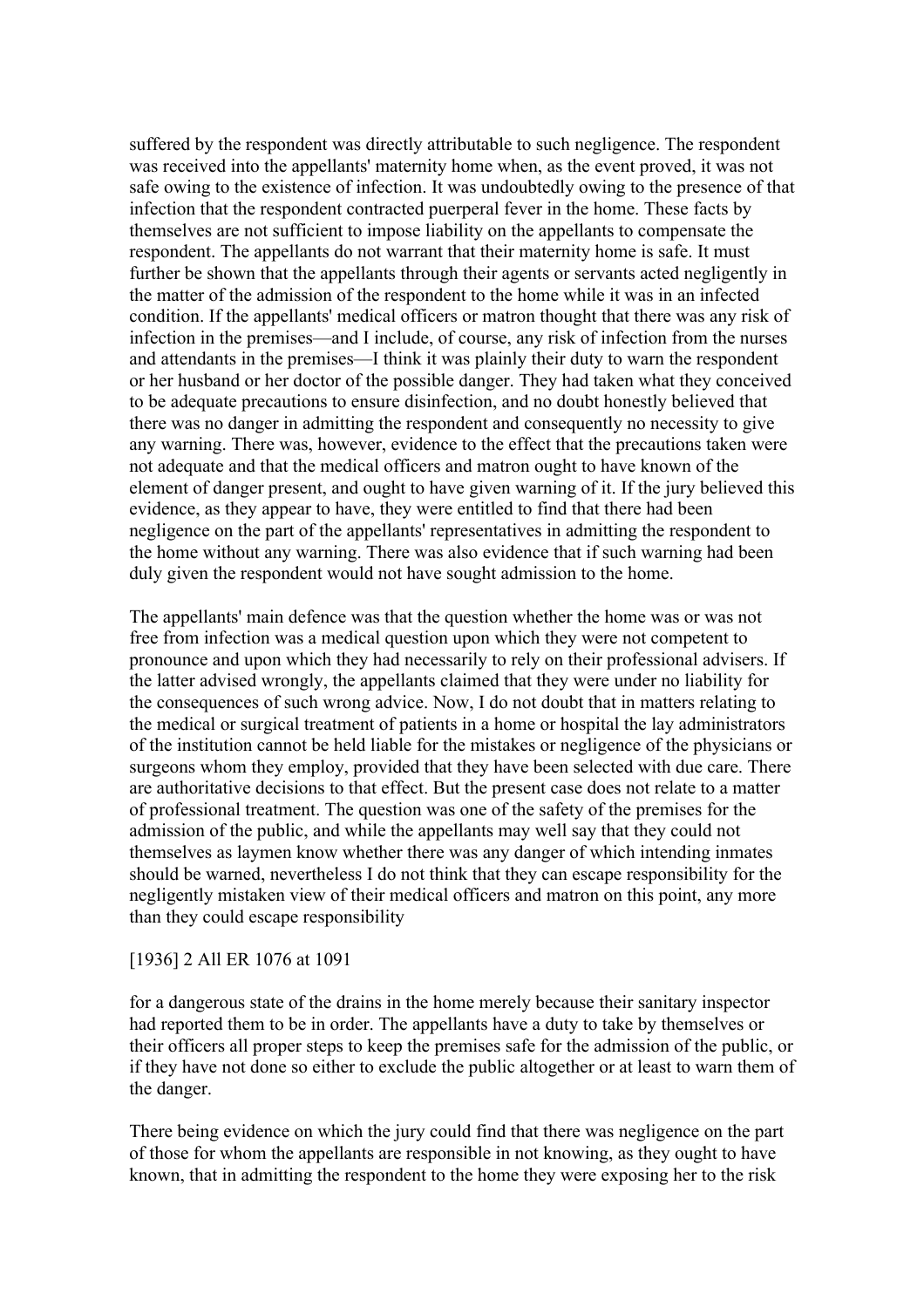suffered by the respondent was directly attributable to such negligence. The respondent was received into the appellants' maternity home when, as the event proved, it was not safe owing to the existence of infection. It was undoubtedly owing to the presence of that infection that the respondent contracted puerperal fever in the home. These facts by themselves are not sufficient to impose liability on the appellants to compensate the respondent. The appellants do not warrant that their maternity home is safe. It must further be shown that the appellants through their agents or servants acted negligently in the matter of the admission of the respondent to the home while it was in an infected condition. If the appellants' medical officers or matron thought that there was any risk of infection in the premises—and I include, of course, any risk of infection from the nurses and attendants in the premises—I think it was plainly their duty to warn the respondent or her husband or her doctor of the possible danger. They had taken what they conceived to be adequate precautions to ensure disinfection, and no doubt honestly believed that there was no danger in admitting the respondent and consequently no necessity to give any warning. There was, however, evidence to the effect that the precautions taken were not adequate and that the medical officers and matron ought to have known of the element of danger present, and ought to have given warning of it. If the jury believed this evidence, as they appear to have, they were entitled to find that there had been negligence on the part of the appellants' representatives in admitting the respondent to the home without any warning. There was also evidence that if such warning had been duly given the respondent would not have sought admission to the home.

The appellants' main defence was that the question whether the home was or was not free from infection was a medical question upon which they were not competent to pronounce and upon which they had necessarily to rely on their professional advisers. If the latter advised wrongly, the appellants claimed that they were under no liability for the consequences of such wrong advice. Now, I do not doubt that in matters relating to the medical or surgical treatment of patients in a home or hospital the lay administrators of the institution cannot be held liable for the mistakes or negligence of the physicians or surgeons whom they employ, provided that they have been selected with due care. There are authoritative decisions to that effect. But the present case does not relate to a matter of professional treatment. The question was one of the safety of the premises for the admission of the public, and while the appellants may well say that they could not themselves as laymen know whether there was any danger of which intending inmates should be warned, nevertheless I do not think that they can escape responsibility for the negligently mistaken view of their medical officers and matron on this point, any more than they could escape responsibility

[1936] 2 All ER 1076 at 1091

for a dangerous state of the drains in the home merely because their sanitary inspector had reported them to be in order. The appellants have a duty to take by themselves or their officers all proper steps to keep the premises safe for the admission of the public, or if they have not done so either to exclude the public altogether or at least to warn them of the danger.

There being evidence on which the jury could find that there was negligence on the part of those for whom the appellants are responsible in not knowing, as they ought to have known, that in admitting the respondent to the home they were exposing her to the risk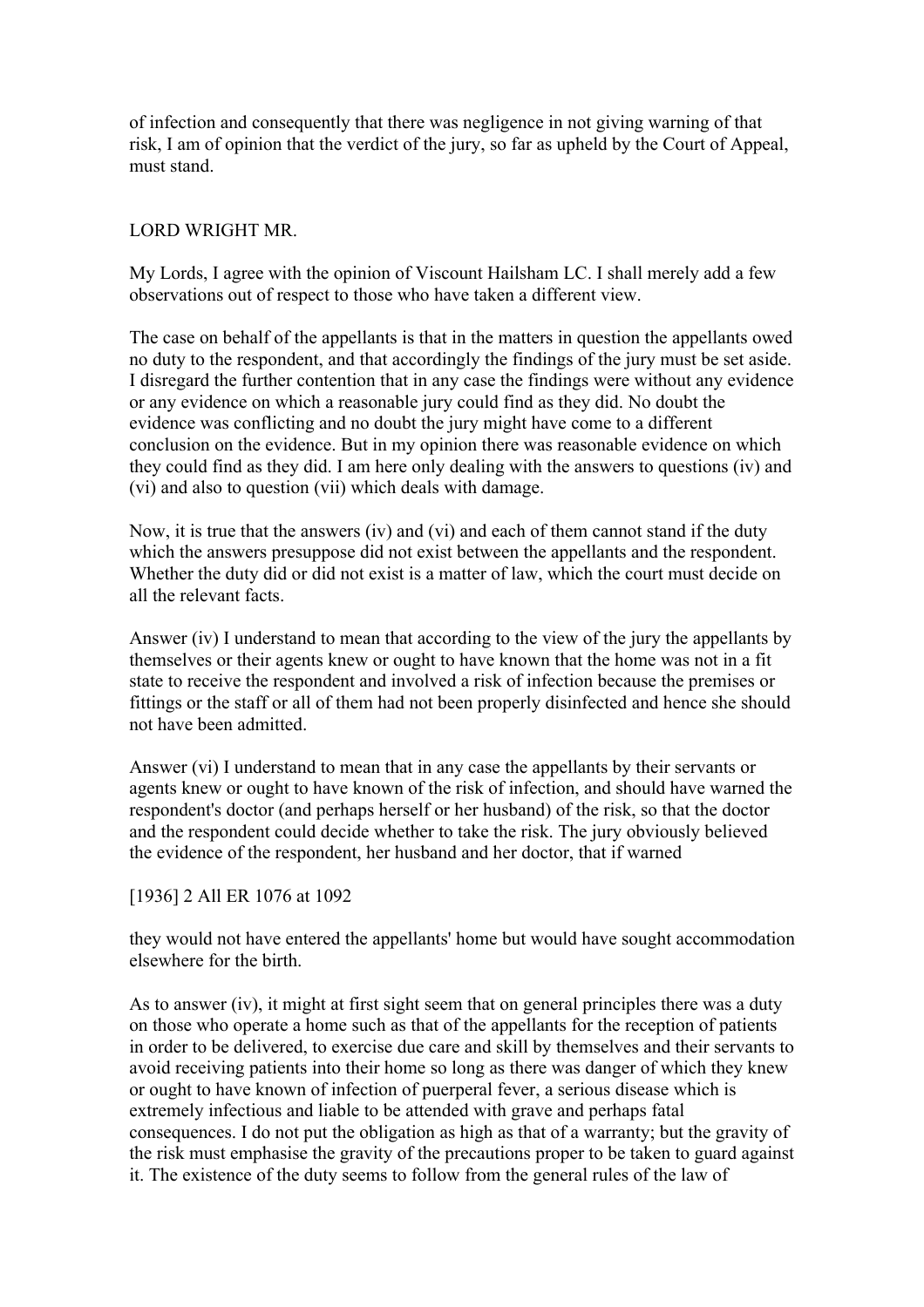of infection and consequently that there was negligence in not giving warning of that risk, I am of opinion that the verdict of the jury, so far as upheld by the Court of Appeal, must stand.

LORD WRIGHT MR.

My Lords, I agree with the opinion of Viscount Hailsham LC. I shall merely add a few observations out of respect to those who have taken a different view.

The case on behalf of the appellants is that in the matters in question the appellants owed no duty to the respondent, and that accordingly the findings of the jury must be set aside. I disregard the further contention that in any case the findings were without any evidence or any evidence on which a reasonable jury could find as they did. No doubt the evidence was conflicting and no doubt the jury might have come to a different conclusion on the evidence. But in my opinion there was reasonable evidence on which they could find as they did. I am here only dealing with the answers to questions (iv) and (vi) and also to question (vii) which deals with damage.

Now, it is true that the answers (iv) and (vi) and each of them cannot stand if the duty which the answers presuppose did not exist between the appellants and the respondent. Whether the duty did or did not exist is a matter of law, which the court must decide on all the relevant facts.

Answer (iv) I understand to mean that according to the view of the jury the appellants by themselves or their agents knew or ought to have known that the home was not in a fit state to receive the respondent and involved a risk of infection because the premises or fittings or the staff or all of them had not been properly disinfected and hence she should not have been admitted.

Answer (vi) I understand to mean that in any case the appellants by their servants or agents knew or ought to have known of the risk of infection, and should have warned the respondent's doctor (and perhaps herself or her husband) of the risk, so that the doctor and the respondent could decide whether to take the risk. The jury obviously believed the evidence of the respondent, her husband and her doctor, that if warned

[1936] 2 All ER 1076 at 1092

they would not have entered the appellants' home but would have sought accommodation elsewhere for the birth.

As to answer (iv), it might at first sight seem that on general principles there was a duty on those who operate a home such as that of the appellants for the reception of patients in order to be delivered, to exercise due care and skill by themselves and their servants to avoid receiving patients into their home so long as there was danger of which they knew or ought to have known of infection of puerperal fever, a serious disease which is extremely infectious and liable to be attended with grave and perhaps fatal consequences. I do not put the obligation as high as that of a warranty; but the gravity of the risk must emphasise the gravity of the precautions proper to be taken to guard against it. The existence of the duty seems to follow from the general rules of the law of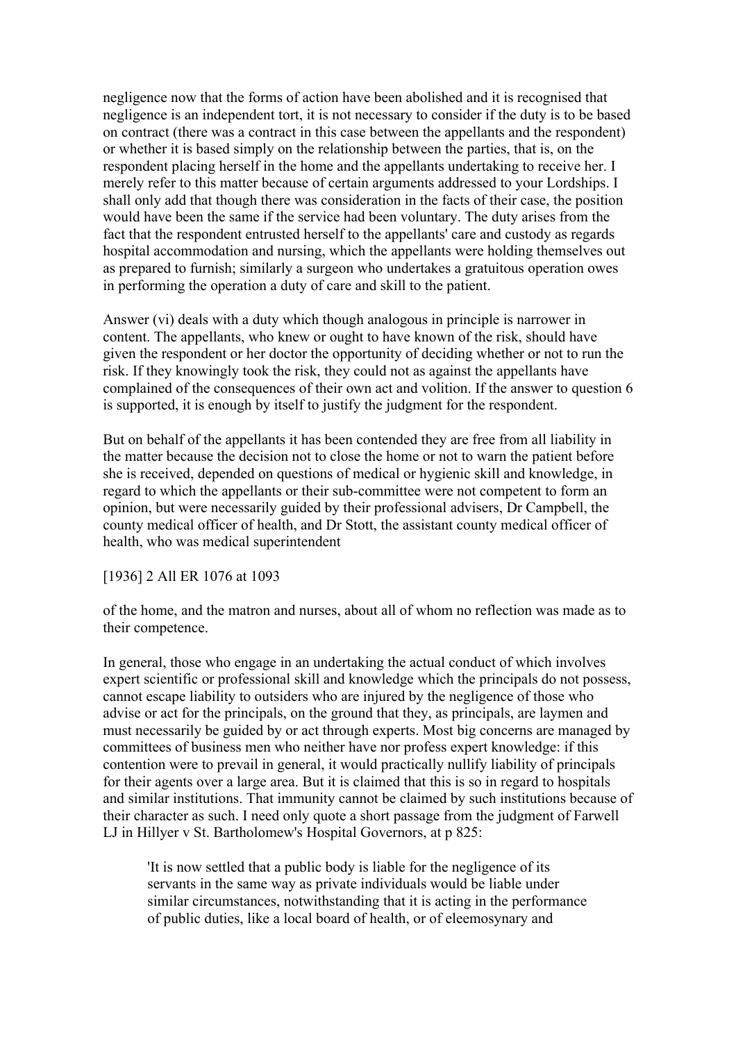negligence now that the forms of action have been abolished and it is recognised that negligence is an independent tort, it is not necessary to consider if the duty is to be based on contract (there was a contract in this case between the appellants and the respondent) or whether it is based simply on the relationship between the parties, that is, on the respondent placing herself in the home and the appellants undertaking to receive her. I merely refer to this matter because of certain arguments addressed to your Lordships. I shall only add that though there was consideration in the facts of their case, the position would have been the same if the service had been voluntary. The duty arises from the fact that the respondent entrusted herself to the appellants' care and custody as regards hospital accommodation and nursing, which the appellants were holding themselves out as prepared to furnish; similarly a surgeon who undertakes a gratuitous operation owes in performing the operation a duty of care and skill to the patient.

Answer (vi) deals with a duty which though analogous in principle is narrower in content. The appellants, who knew or ought to have known of the risk, should have given the respondent or her doctor the opportunity of deciding whether or not to run the risk. If they knowingly took the risk, they could not as against the appellants have complained of the consequences of their own act and volition. If the answer to question 6 is supported, it is enough by itself to justify the judgment for the respondent.

But on behalf of the appellants it has been contended they are free from all liability in the matter because the decision not to close the home or not to warn the patient before she is received, depended on questions of medical or hygienic skill and knowledge, in regard to which the appellants or their sub-committee were not competent to form an opinion, but were necessarily guided by their professional advisers, Dr Campbell, the county medical officer of health, and Dr Stott, the assistant county medical officer of health, who was medical superintendent

[1936] 2 All ER 1076 at 1093

of the home, and the matron and nurses, about all of whom no reflection was made as to their competence.

In general, those who engage in an undertaking the actual conduct of which involves expert scientific or professional skill and knowledge which the principals do not possess, cannot escape liability to outsiders who are injured by the negligence of those who advise or act for the principals, on the ground that they, as principals, are laymen and must necessarily be guided by or act through experts. Most big concerns are managed by committees of business men who neither have nor profess expert knowledge: if this contention were to prevail in general, it would practically nullify liability of principals for their agents over a large area. But it is claimed that this is so in regard to hospitals and similar institutions. That immunity cannot be claimed by such institutions because of their character as such. I need only quote a short passage from the judgment of Farwell LJ in Hillyer v St. Bartholomew's Hospital Governors, at p 825:

> 'It is now settled that a public body is liable for the negligence of its servants in the same way as private individuals would be liable under similar circumstances, notwithstanding that it is acting in the performance of public duties, like a local board of health, or of eleemosynary and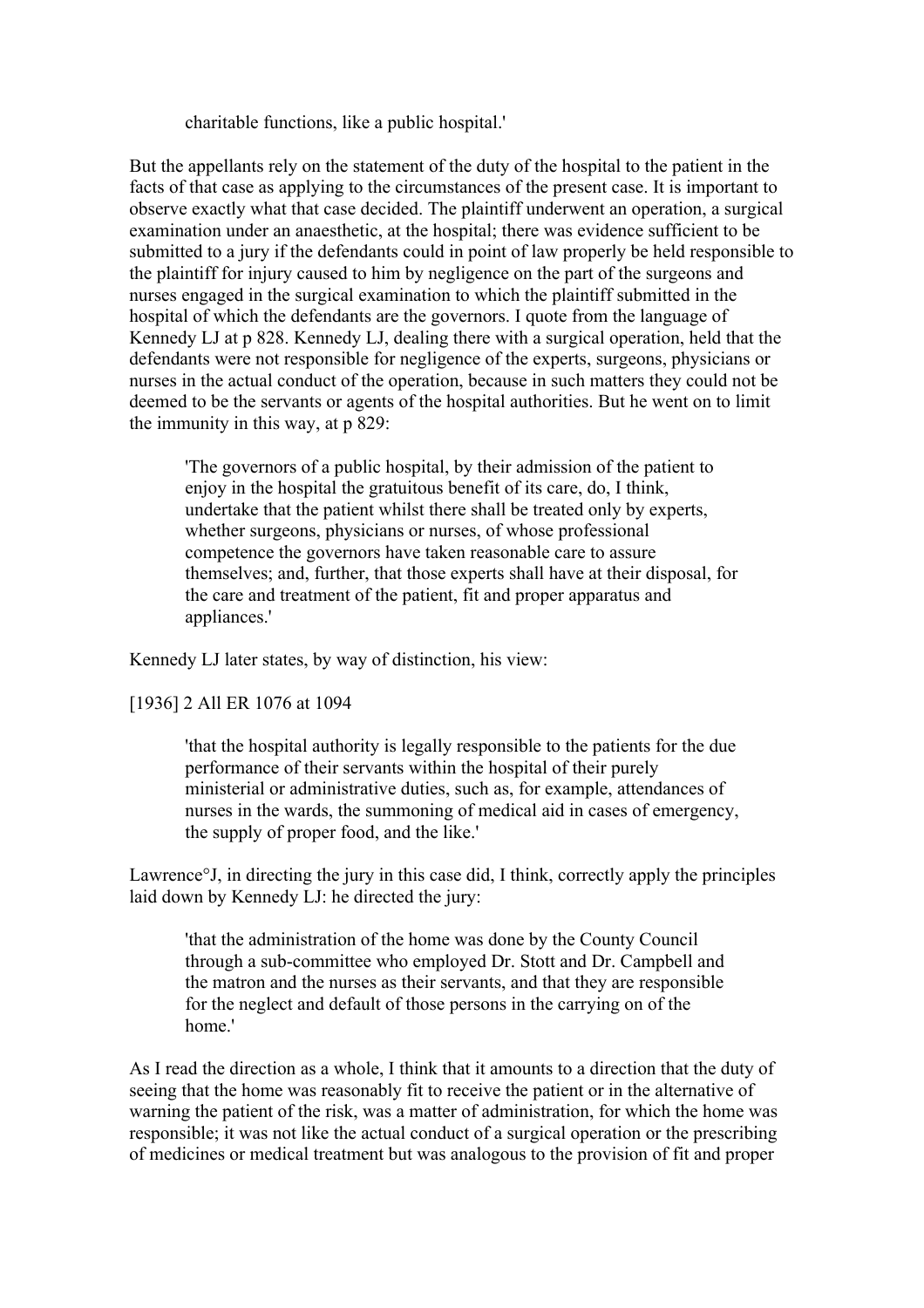> charitable functions, like a public hospital.'

But the appellants rely on the statement of the duty of the hospital to the patient in the facts of that case as applying to the circumstances of the present case. It is important to observe exactly what that case decided. The plaintiff underwent an operation, a surgical examination under an anaesthetic, at the hospital; there was evidence sufficient to be submitted to a jury if the defendants could in point of law properly be held responsible to the plaintiff for injury caused to him by negligence on the part of the surgeons and nurses engaged in the surgical examination to which the plaintiff submitted in the hospital of which the defendants are the governors. I quote from the language of Kennedy LJ at p 828. Kennedy LJ, dealing there with a surgical operation, held that the defendants were not responsible for negligence of the experts, surgeons, physicians or nurses in the actual conduct of the operation, because in such matters they could not be deemed to be the servants or agents of the hospital authorities. But he went on to limit the immunity in this way, at p 829:

> 'The governors of a public hospital, by their admission of the patient to enjoy in the hospital the gratuitous benefit of its care, do, I think, undertake that the patient whilst there shall be treated only by experts, whether surgeons, physicians or nurses, of whose professional competence the governors have taken reasonable care to assure themselves; and, further, that those experts shall have at their disposal, for the care and treatment of the patient, fit and proper apparatus and appliances.'

Kennedy LJ later states, by way of distinction, his view:

[1936] 2 All ER 1076 at 1094

> 'that the hospital authority is legally responsible to the patients for the due performance of their servants within the hospital of their purely ministerial or administrative duties, such as, for example, attendances of nurses in the wards, the summoning of medical aid in cases of emergency, the supply of proper food, and the like.'

Lawrence°J, in directing the jury in this case did, I think, correctly apply the principles laid down by Kennedy LJ: he directed the jury:

> 'that the administration of the home was done by the County Council through a sub-committee who employed Dr. Stott and Dr. Campbell and the matron and the nurses as their servants, and that they are responsible for the neglect and default of those persons in the carrying on of the home.'

As I read the direction as a whole, I think that it amounts to a direction that the duty of seeing that the home was reasonably fit to receive the patient or in the alternative of warning the patient of the risk, was a matter of administration, for which the home was responsible; it was not like the actual conduct of a surgical operation or the prescribing of medicines or medical treatment but was analogous to the provision of fit and proper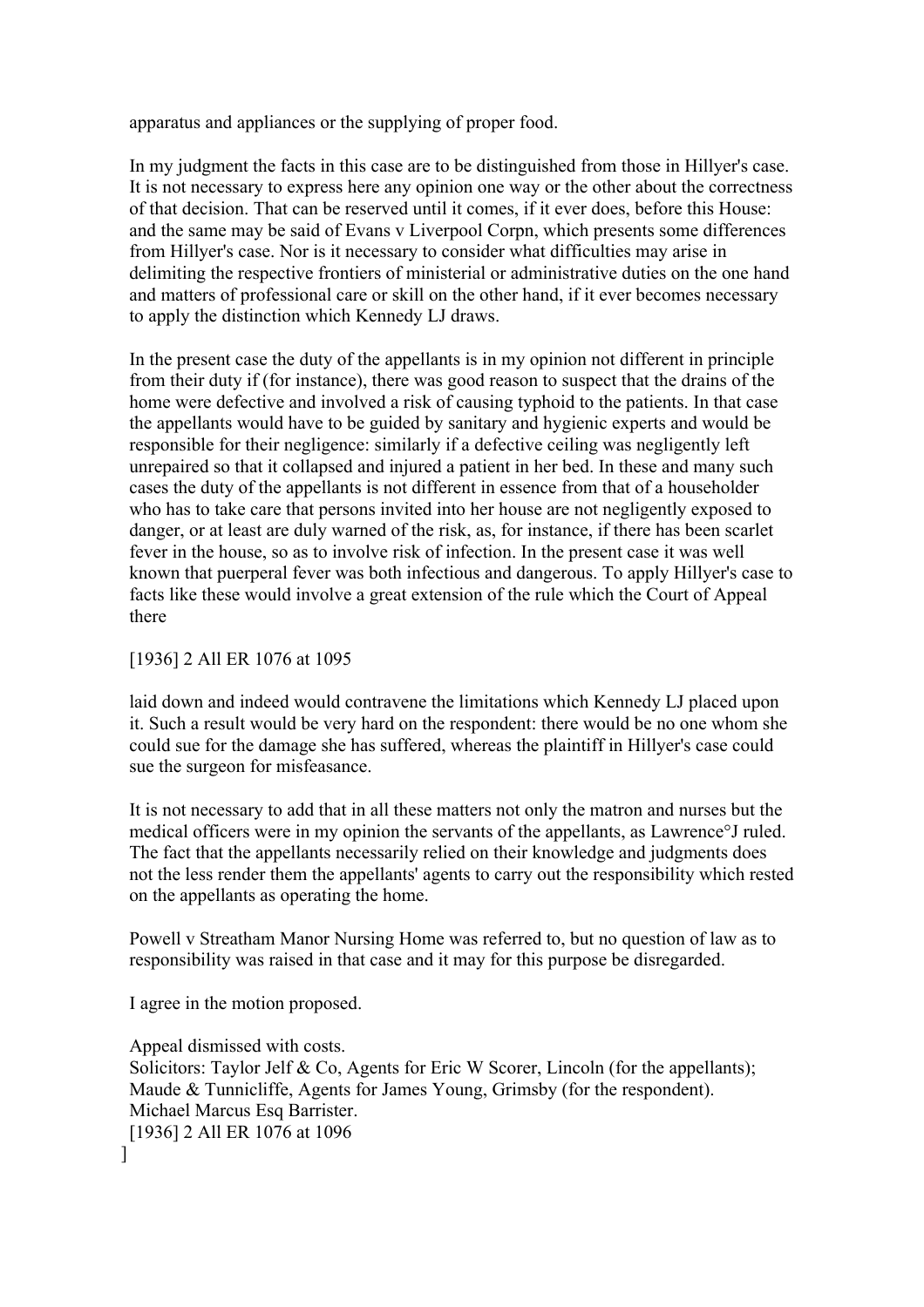apparatus and appliances or the supplying of proper food.

In my judgment the facts in this case are to be distinguished from those in Hillyer's case. It is not necessary to express here any opinion one way or the other about the correctness of that decision. That can be reserved until it comes, if it ever does, before this House: and the same may be said of Evans v Liverpool Corpn, which presents some differences from Hillyer's case. Nor is it necessary to consider what difficulties may arise in delimiting the respective frontiers of ministerial or administrative duties on the one hand and matters of professional care or skill on the other hand, if it ever becomes necessary to apply the distinction which Kennedy LJ draws.

In the present case the duty of the appellants is in my opinion not different in principle from their duty if (for instance), there was good reason to suspect that the drains of the home were defective and involved a risk of causing typhoid to the patients. In that case the appellants would have to be guided by sanitary and hygienic experts and would be responsible for their negligence: similarly if a defective ceiling was negligently left unrepaired so that it collapsed and injured a patient in her bed. In these and many such cases the duty of the appellants is not different in essence from that of a householder who has to take care that persons invited into her house are not negligently exposed to danger, or at least are duly warned of the risk, as, for instance, if there has been scarlet fever in the house, so as to involve risk of infection. In the present case it was well known that puerperal fever was both infectious and dangerous. To apply Hillyer's case to facts like these would involve a great extension of the rule which the Court of Appeal there

[1936] 2 All ER 1076 at 1095

laid down and indeed would contravene the limitations which Kennedy LJ placed upon it. Such a result would be very hard on the respondent: there would be no one whom she could sue for the damage she has suffered, whereas the plaintiff in Hillyer's case could sue the surgeon for misfeasance.

It is not necessary to add that in all these matters not only the matron and nurses but the medical officers were in my opinion the servants of the appellants, as Lawrence°J ruled. The fact that the appellants necessarily relied on their knowledge and judgments does not the less render them the appellants' agents to carry out the responsibility which rested on the appellants as operating the home.

Powell v Streatham Manor Nursing Home was referred to, but no question of law as to responsibility was raised in that case and it may for this purpose be disregarded.

I agree in the motion proposed.

Appeal dismissed with costs.
Solicitors: Taylor Jelf & Co, Agents for Eric W Scorer, Lincoln (for the appellants); Maude & Tunnicliffe, Agents for James Young, Grimsby (for the respondent).
Michael Marcus Esq Barrister.
[1936] 2 All ER 1076 at 1096
]